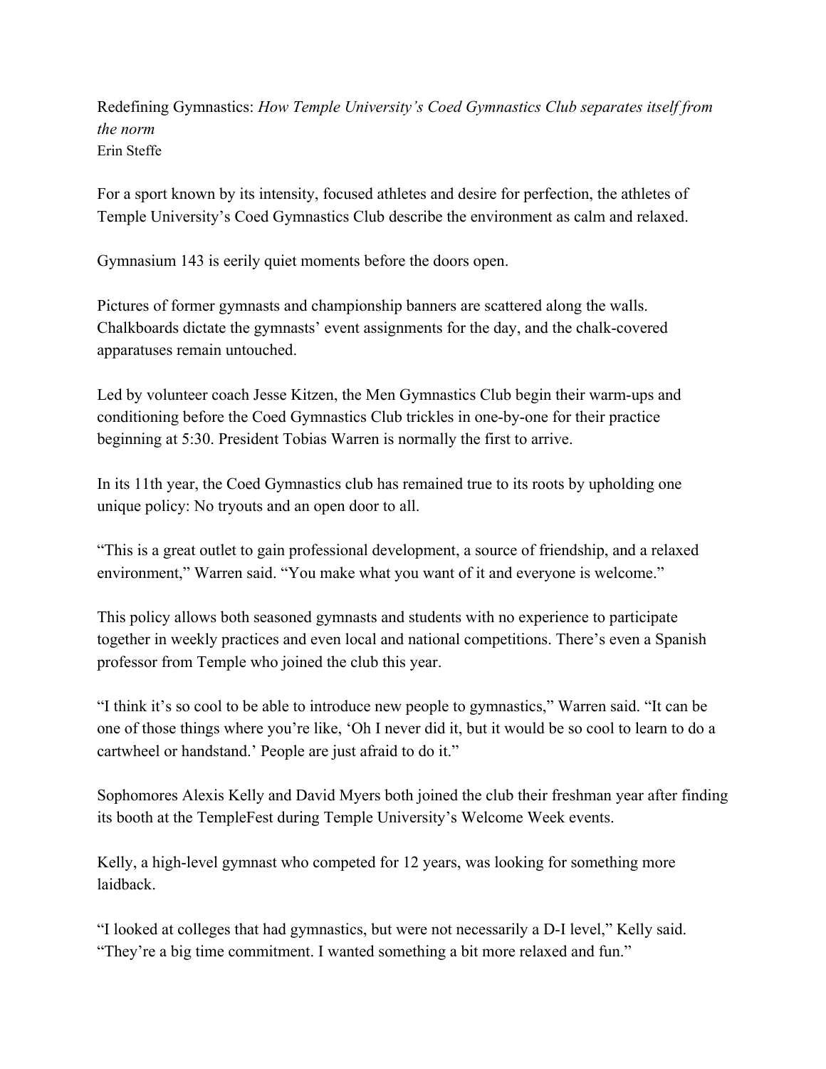Redefining Gymnastics: *How Temple University's Coed Gymnastics Club separates itself from the norm*

Erin Steffe

For a sport known by its intensity, focused athletes and desire for perfection, the athletes of Temple University's Coed Gymnastics Club describe the environment as calm and relaxed.

Gymnasium 143 is eerily quiet moments before the doors open.

Pictures of former gymnasts and championship banners are scattered along the walls. Chalkboards dictate the gymnasts' event assignments for the day, and the chalk-covered apparatuses remain untouched.

Led by volunteer coach Jesse Kitzen, the Men Gymnastics Club begin their warm-ups and conditioning before the Coed Gymnastics Club trickles in one-by-one for their practice beginning at 5:30. President Tobias Warren is normally the first to arrive.

In its 11th year, the Coed Gymnastics club has remained true to its roots by upholding one unique policy: No tryouts and an open door to all.

"This is a great outlet to gain professional development, a source of friendship, and a relaxed environment," Warren said. "You make what you want of it and everyone is welcome."

This policy allows both seasoned gymnasts and students with no experience to participate together in weekly practices and even local and national competitions. There's even a Spanish professor from Temple who joined the club this year.

"I think it's so cool to be able to introduce new people to gymnastics," Warren said. "It can be one of those things where you're like, 'Oh I never did it, but it would be so cool to learn to do a cartwheel or handstand.' People are just afraid to do it."

Sophomores Alexis Kelly and David Myers both joined the club their freshman year after finding its booth at the TempleFest during Temple University's Welcome Week events.

Kelly, a high-level gymnast who competed for 12 years, was looking for something more laidback.

"I looked at colleges that had gymnastics, but were not necessarily a D-I level," Kelly said. "They're a big time commitment. I wanted something a bit more relaxed and fun."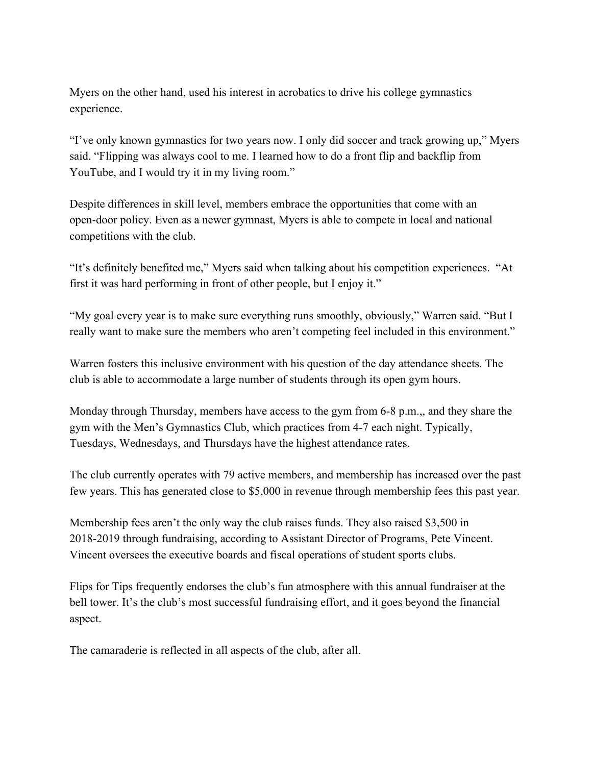Myers on the other hand, used his interest in acrobatics to drive his college gymnastics experience.

"I've only known gymnastics for two years now. I only did soccer and track growing up," Myers said. "Flipping was always cool to me. I learned how to do a front flip and backflip from YouTube, and I would try it in my living room."

Despite differences in skill level, members embrace the opportunities that come with an open-door policy. Even as a newer gymnast, Myers is able to compete in local and national competitions with the club.

"It's definitely benefited me," Myers said when talking about his competition experiences. "At first it was hard performing in front of other people, but I enjoy it."

"My goal every year is to make sure everything runs smoothly, obviously," Warren said. "But I really want to make sure the members who aren't competing feel included in this environment."

Warren fosters this inclusive environment with his question of the day attendance sheets. The club is able to accommodate a large number of students through its open gym hours.

Monday through Thursday, members have access to the gym from 6-8 p.m.,, and they share the gym with the Men's Gymnastics Club, which practices from 4-7 each night. Typically, Tuesdays, Wednesdays, and Thursdays have the highest attendance rates.

The club currently operates with 79 active members, and membership has increased over the past few years. This has generated close to $5,000 in revenue through membership fees this past year.

Membership fees aren't the only way the club raises funds. They also raised $3,500 in 2018-2019 through fundraising, according to Assistant Director of Programs, Pete Vincent. Vincent oversees the executive boards and fiscal operations of student sports clubs.

Flips for Tips frequently endorses the club's fun atmosphere with this annual fundraiser at the bell tower. It's the club's most successful fundraising effort, and it goes beyond the financial aspect.

The camaraderie is reflected in all aspects of the club, after all.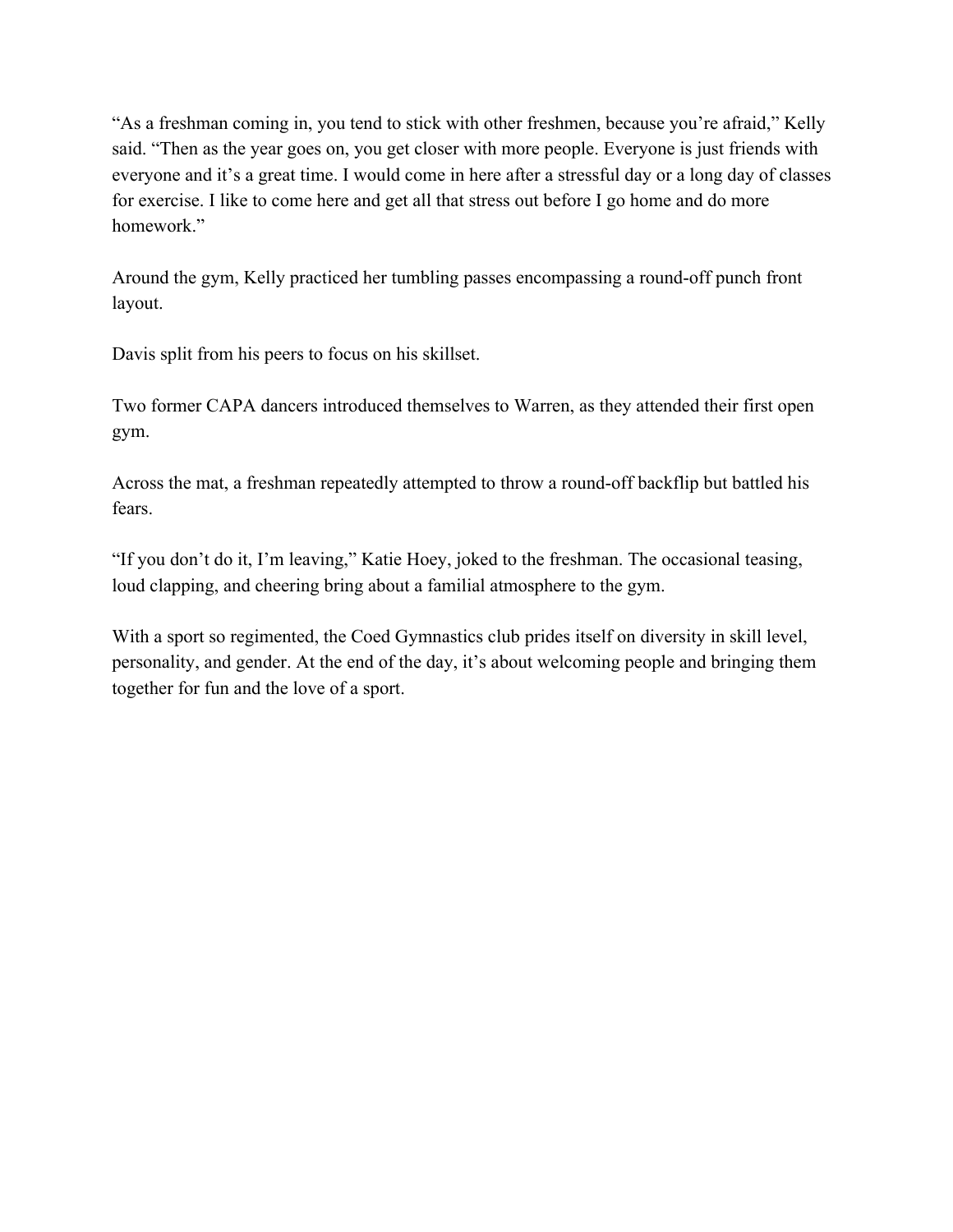"As a freshman coming in, you tend to stick with other freshmen, because you're afraid," Kelly said. "Then as the year goes on, you get closer with more people. Everyone is just friends with everyone and it's a great time. I would come in here after a stressful day or a long day of classes for exercise. I like to come here and get all that stress out before I go home and do more homework."

Around the gym, Kelly practiced her tumbling passes encompassing a round-off punch front layout.

Davis split from his peers to focus on his skillset.

Two former CAPA dancers introduced themselves to Warren, as they attended their first open gym.

Across the mat, a freshman repeatedly attempted to throw a round-off backflip but battled his fears.

"If you don't do it, I'm leaving," Katie Hoey, joked to the freshman. The occasional teasing, loud clapping, and cheering bring about a familial atmosphere to the gym.

With a sport so regimented, the Coed Gymnastics club prides itself on diversity in skill level, personality, and gender. At the end of the day, it's about welcoming people and bringing them together for fun and the love of a sport.